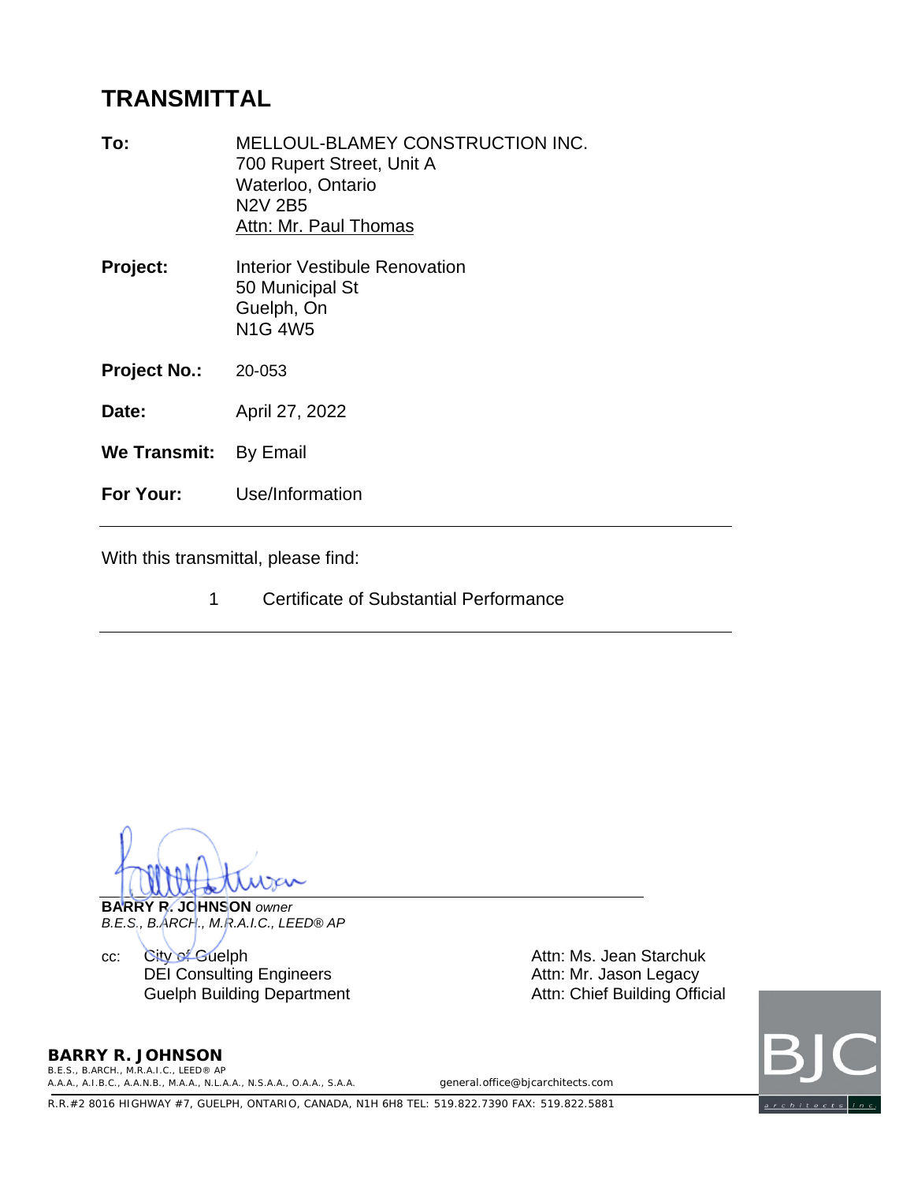# TRANSMITTAL

**To:** MELLOUL-BLAMEY CONSTRUCTION INC.
700 Rupert Street, Unit A
Waterloo, Ontario
N2V 2B5
Attn: Mr. Paul Thomas

**Project:** Interior Vestibule Renovation
50 Municipal St
Guelph, On
N1G 4W5

**Project No.:** 20-053

**Date:** April 27, 2022

**We Transmit:** By Email

**For Your:** Use/Information

---

With this transmittal, please find:

1 Certificate of Substantial Performance

---

**BARRY R. JOHNSON** *owner*
*B.E.S., B.ARCH., M.R.A.I.C., LEED® AP*

cc:

| | |
|---|---|
| City of Guelph | Attn: Ms. Jean Starchuk |
| DEI Consulting Engineers | Attn: Mr. Jason Legacy |
| Guelph Building Department | Attn: Chief Building Official |

**BARRY R. JOHNSON**
B.E.S., B.ARCH., M.R.A.I.C., LEED® AP
A.A.A., A.I.B.C., A.A.N.B., M.A.A., N.L.A.A., N.S.A.A., O.A.A., S.A.A.
general.office@bjcarchitects.com
R.R.#2 8016 HIGHWAY #7, GUELPH, ONTARIO, CANADA, N1H 6H8 TEL: 519.822.7390 FAX: 519.822.5881

BJC architects inc.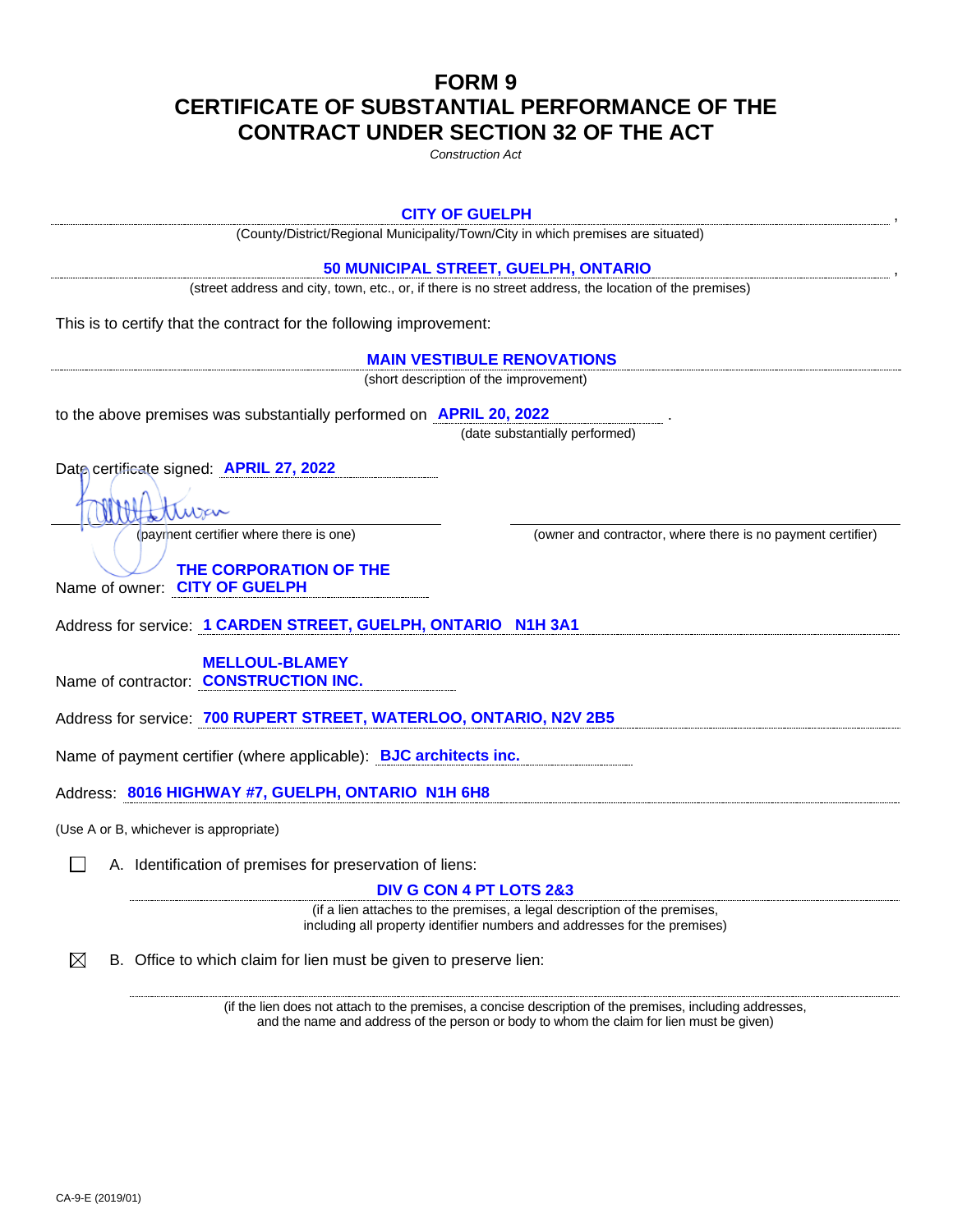# FORM 9
# CERTIFICATE OF SUBSTANTIAL PERFORMANCE OF THE CONTRACT UNDER SECTION 32 OF THE ACT

*Construction Act*

**CITY OF GUELPH** ,
(County/District/Regional Municipality/Town/City in which premises are situated)

**50 MUNICIPAL STREET, GUELPH, ONTARIO** ,
(street address and city, town, etc., or, if there is no street address, the location of the premises)

This is to certify that the contract for the following improvement:

**MAIN VESTIBULE RENOVATIONS**
(short description of the improvement)

to the above premises was substantially performed on **APRIL 20, 2022** .
(date substantially performed)

Date certificate signed: **APRIL 27, 2022**

(payment certifier where there is one)

(owner and contractor, where there is no payment certifier)

Name of owner: **THE CORPORATION OF THE CITY OF GUELPH**

Address for service: **1 CARDEN STREET, GUELPH, ONTARIO N1H 3A1**

Name of contractor: **MELLOUL-BLAMEY CONSTRUCTION INC.**

Address for service: **700 RUPERT STREET, WATERLOO, ONTARIO, N2V 2B5**

Name of payment certifier (where applicable): **BJC architects inc.**

Address: **8016 HIGHWAY #7, GUELPH, ONTARIO N1H 6H8**

(Use A or B, whichever is appropriate)

☐ A. Identification of premises for preservation of liens:

**DIV G CON 4 PT LOTS 2&3**
(if a lien attaches to the premises, a legal description of the premises, including all property identifier numbers and addresses for the premises)

☒ B. Office to which claim for lien must be given to preserve lien:

(if the lien does not attach to the premises, a concise description of the premises, including addresses, and the name and address of the person or body to whom the claim for lien must be given)

CA-9-E (2019/01)